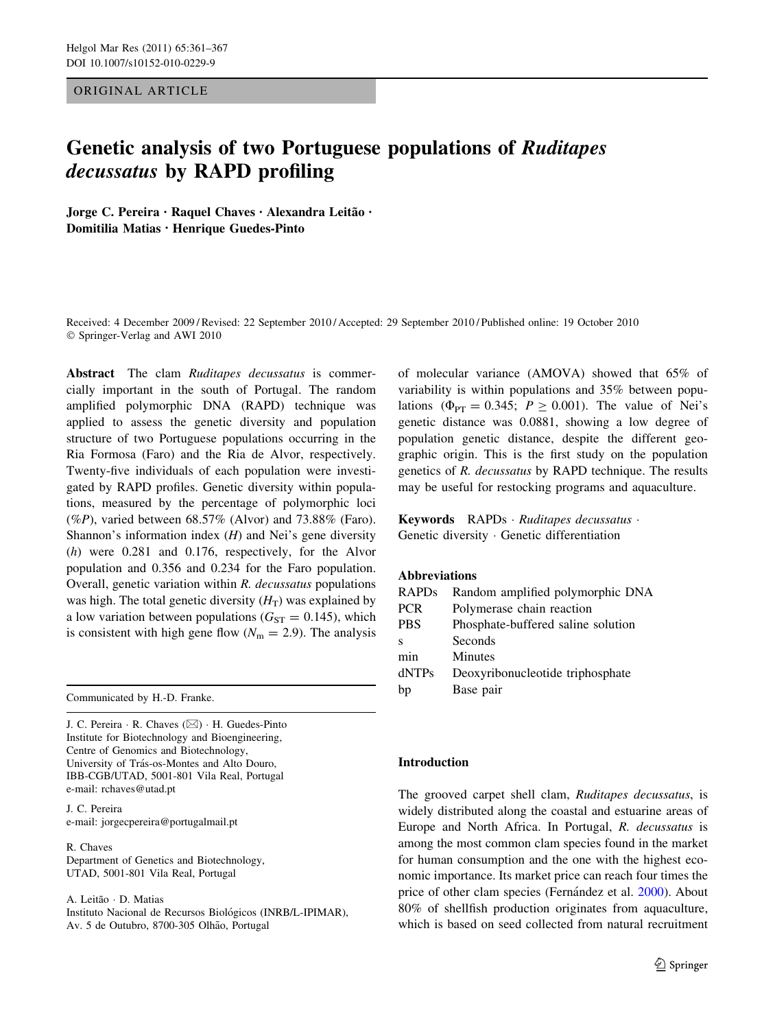ORIGINAL ARTICLE

# Genetic analysis of two Portuguese populations of *Ruditapes decussatus* by RAPD profiling

**Jorge C. Pereira · Raquel Chaves · Alexandra Leitão · Domitilia Matias · Henrique Guedes-Pinto**

Received: 4 December 2009 / Revised: 22 September 2010 / Accepted: 29 September 2010 / Published online: 19 October 2010
© Springer-Verlag and AWI 2010

**Abstract** The clam *Ruditapes decussatus* is commercially important in the south of Portugal. The random amplified polymorphic DNA (RAPD) technique was applied to assess the genetic diversity and population structure of two Portuguese populations occurring in the Ria Formosa (Faro) and the Ria de Alvor, respectively. Twenty-five individuals of each population were investigated by RAPD profiles. Genetic diversity within populations, measured by the percentage of polymorphic loci (%*P*), varied between 68.57% (Alvor) and 73.88% (Faro). Shannon's information index ($H$) and Nei's gene diversity ($h$) were 0.281 and 0.176, respectively, for the Alvor population and 0.356 and 0.234 for the Faro population. Overall, genetic variation within *R. decussatus* populations was high. The total genetic diversity ($H_T$) was explained by a low variation between populations ($G_{ST} = 0.145$), which is consistent with high gene flow ($N_m = 2.9$). The analysis of molecular variance (AMOVA) showed that 65% of variability is within populations and 35% between populations ($\Phi_{PT} = 0.345$; $P \geq 0.001$). The value of Nei's genetic distance was 0.0881, showing a low degree of population genetic distance, despite the different geographic origin. This is the first study on the population genetics of *R. decussatus* by RAPD technique. The results may be useful for restocking programs and aquaculture.

**Keywords** RAPDs · *Ruditapes decussatus* · Genetic diversity · Genetic differentiation

**Abbreviations**

| | |
|---|---|
| RAPDs | Random amplified polymorphic DNA |
| PCR | Polymerase chain reaction |
| PBS | Phosphate-buffered saline solution |
| s | Seconds |
| min | Minutes |
| dNTPs | Deoxyribonucleotide triphosphate |
| bp | Base pair |

Communicated by H.-D. Franke.

J. C. Pereira · R. Chaves (✉) · H. Guedes-Pinto
Institute for Biotechnology and Bioengineering, Centre of Genomics and Biotechnology, University of Trás-os-Montes and Alto Douro, IBB-CGB/UTAD, 5001-801 Vila Real, Portugal
e-mail: rchaves@utad.pt

J. C. Pereira
e-mail: jorgecpereira@portugalmail.pt

R. Chaves
Department of Genetics and Biotechnology, UTAD, 5001-801 Vila Real, Portugal

A. Leitão · D. Matias
Instituto Nacional de Recursos Biológicos (INRB/L-IPIMAR), Av. 5 de Outubro, 8700-305 Olhão, Portugal

## Introduction

The grooved carpet shell clam, *Ruditapes decussatus*, is widely distributed along the coastal and estuarine areas of Europe and North Africa. In Portugal, *R. decussatus* is among the most common clam species found in the market for human consumption and the one with the highest economic importance. Its market price can reach four times the price of other clam species (Fernández et al. 2000). About 80% of shellfish production originates from aquaculture, which is based on seed collected from natural recruitment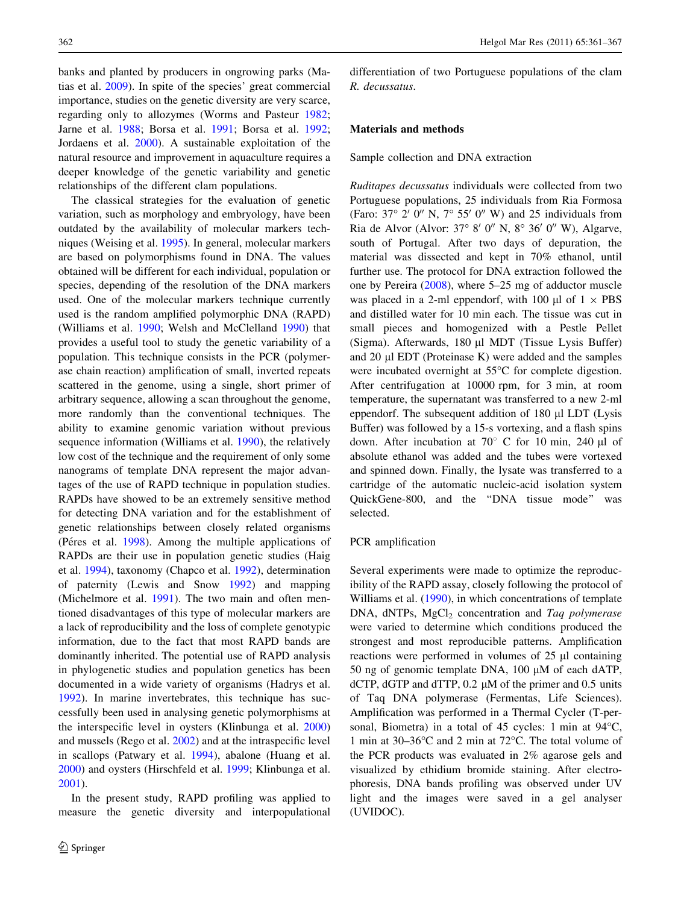banks and planted by producers in ongrowing parks (Matias et al. 2009). In spite of the species' great commercial importance, studies on the genetic diversity are very scarce, regarding only to allozymes (Worms and Pasteur 1982; Jarne et al. 1988; Borsa et al. 1991; Borsa et al. 1992; Jordaens et al. 2000). A sustainable exploitation of the natural resource and improvement in aquaculture requires a deeper knowledge of the genetic variability and genetic relationships of the different clam populations.

The classical strategies for the evaluation of genetic variation, such as morphology and embryology, have been outdated by the availability of molecular markers techniques (Weising et al. 1995). In general, molecular markers are based on polymorphisms found in DNA. The values obtained will be different for each individual, population or species, depending of the resolution of the DNA markers used. One of the molecular markers technique currently used is the random amplified polymorphic DNA (RAPD) (Williams et al. 1990; Welsh and McClelland 1990) that provides a useful tool to study the genetic variability of a population. This technique consists in the PCR (polymerase chain reaction) amplification of small, inverted repeats scattered in the genome, using a single, short primer of arbitrary sequence, allowing a scan throughout the genome, more randomly than the conventional techniques. The ability to examine genomic variation without previous sequence information (Williams et al. 1990), the relatively low cost of the technique and the requirement of only some nanograms of template DNA represent the major advantages of the use of RAPD technique in population studies. RAPDs have showed to be an extremely sensitive method for detecting DNA variation and for the establishment of genetic relationships between closely related organisms (Péres et al. 1998). Among the multiple applications of RAPDs are their use in population genetic studies (Haig et al. 1994), taxonomy (Chapco et al. 1992), determination of paternity (Lewis and Snow 1992) and mapping (Michelmore et al. 1991). The two main and often mentioned disadvantages of this type of molecular markers are a lack of reproducibility and the loss of complete genotypic information, due to the fact that most RAPD bands are dominantly inherited. The potential use of RAPD analysis in phylogenetic studies and population genetics has been documented in a wide variety of organisms (Hadrys et al. 1992). In marine invertebrates, this technique has successfully been used in analysing genetic polymorphisms at the interspecific level in oysters (Klinbunga et al. 2000) and mussels (Rego et al. 2002) and at the intraspecific level in scallops (Patwary et al. 1994), abalone (Huang et al. 2000) and oysters (Hirschfeld et al. 1999; Klinbunga et al. 2001).

In the present study, RAPD profiling was applied to measure the genetic diversity and interpopulational differentiation of two Portuguese populations of the clam *R. decussatus*.

## Materials and methods

### Sample collection and DNA extraction

*Ruditapes decussatus* individuals were collected from two Portuguese populations, 25 individuals from Ria Formosa (Faro: 37° 2′ 0″ N, 7° 55′ 0″ W) and 25 individuals from Ria de Alvor (Alvor: 37° 8′ 0″ N, 8° 36′ 0″ W), Algarve, south of Portugal. After two days of depuration, the material was dissected and kept in 70% ethanol, until further use. The protocol for DNA extraction followed the one by Pereira (2008), where 5–25 mg of adductor muscle was placed in a 2-ml eppendorf, with 100 µl of 1 × PBS and distilled water for 10 min each. The tissue was cut in small pieces and homogenized with a Pestle Pellet (Sigma). Afterwards, 180 µl MDT (Tissue Lysis Buffer) and 20 µl EDT (Proteinase K) were added and the samples were incubated overnight at 55°C for complete digestion. After centrifugation at 10000 rpm, for 3 min, at room temperature, the supernatant was transferred to a new 2-ml eppendorf. The subsequent addition of 180 µl LDT (Lysis Buffer) was followed by a 15-s vortexing, and a flash spins down. After incubation at 70° C for 10 min, 240 µl of absolute ethanol was added and the tubes were vortexed and spinned down. Finally, the lysate was transferred to a cartridge of the automatic nucleic-acid isolation system QuickGene-800, and the "DNA tissue mode" was selected.

### PCR amplification

Several experiments were made to optimize the reproducibility of the RAPD assay, closely following the protocol of Williams et al. (1990), in which concentrations of template DNA, dNTPs, $MgCl_2$ concentration and *Taq polymerase* were varied to determine which conditions produced the strongest and most reproducible patterns. Amplification reactions were performed in volumes of 25 µl containing 50 ng of genomic template DNA, 100 µM of each dATP, dCTP, dGTP and dTTP, 0.2 µM of the primer and 0.5 units of Taq DNA polymerase (Fermentas, Life Sciences). Amplification was performed in a Thermal Cycler (T-personal, Biometra) in a total of 45 cycles: 1 min at 94°C, 1 min at 30–36°C and 2 min at 72°C. The total volume of the PCR products was evaluated in 2% agarose gels and visualized by ethidium bromide staining. After electrophoresis, DNA bands profiling was observed under UV light and the images were saved in a gel analyser (UVIDOC).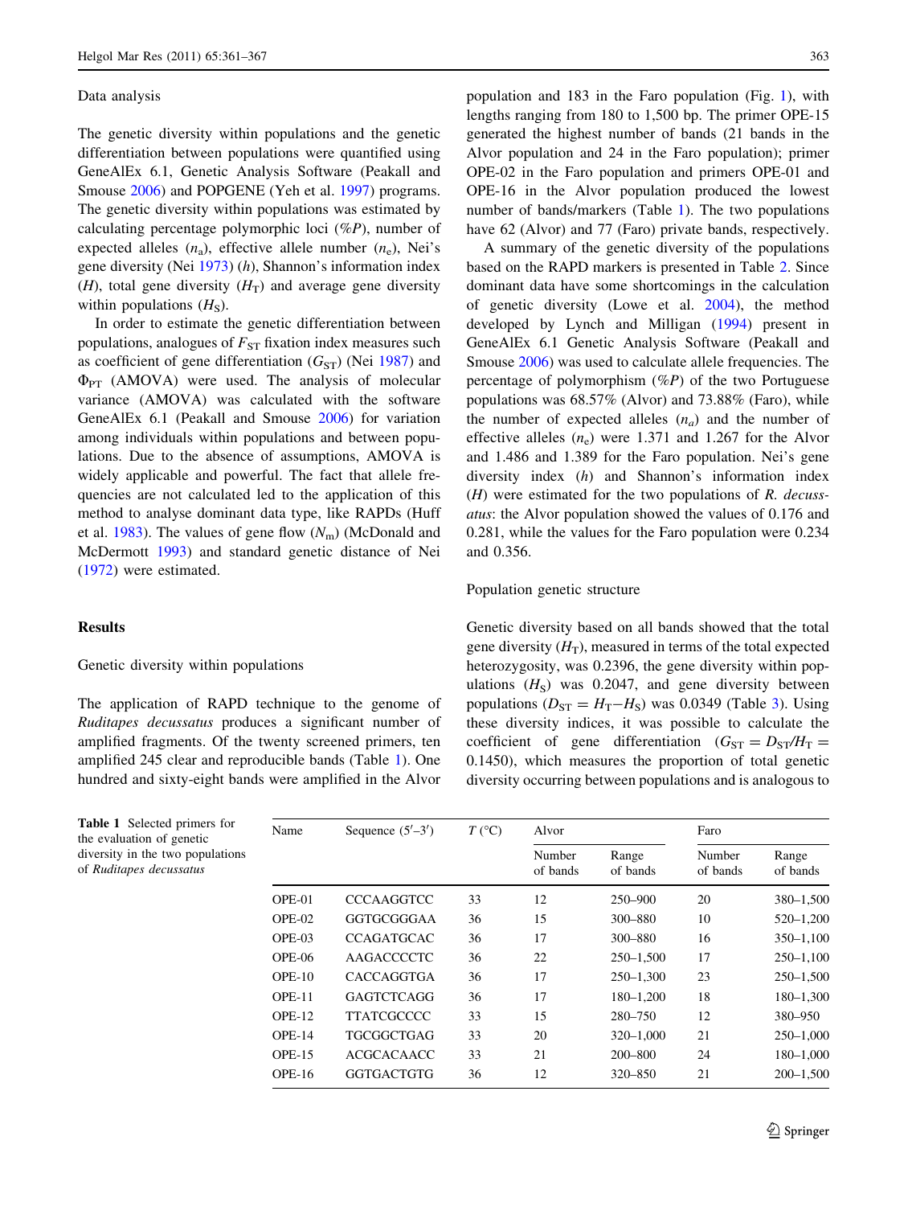### Data analysis

The genetic diversity within populations and the genetic differentiation between populations were quantified using GeneAlEx 6.1, Genetic Analysis Software (Peakall and Smouse 2006) and POPGENE (Yeh et al. 1997) programs. The genetic diversity within populations was estimated by calculating percentage polymorphic loci (*%P*), number of expected alleles ($n_a$), effective allele number ($n_e$), Nei's gene diversity (Nei 1973) (*h*), Shannon's information index (*H*), total gene diversity ($H_T$) and average gene diversity within populations ($H_S$).

In order to estimate the genetic differentiation between populations, analogues of $F_{ST}$ fixation index measures such as coefficient of gene differentiation ($G_{ST}$) (Nei 1987) and $\Phi_{PT}$ (AMOVA) were used. The analysis of molecular variance (AMOVA) was calculated with the software GeneAlEx 6.1 (Peakall and Smouse 2006) for variation among individuals within populations and between populations. Due to the absence of assumptions, AMOVA is widely applicable and powerful. The fact that allele frequencies are not calculated led to the application of this method to analyse dominant data type, like RAPDs (Huff et al. 1983). The values of gene flow ($N_m$) (McDonald and McDermott 1993) and standard genetic distance of Nei (1972) were estimated.

## Results

### Genetic diversity within populations

The application of RAPD technique to the genome of *Ruditapes decussatus* produces a significant number of amplified fragments. Of the twenty screened primers, ten amplified 245 clear and reproducible bands (Table 1). One hundred and sixty-eight bands were amplified in the Alvor population and 183 in the Faro population (Fig. 1), with lengths ranging from 180 to 1,500 bp. The primer OPE-15 generated the highest number of bands (21 bands in the Alvor population and 24 in the Faro population); primer OPE-02 in the Faro population and primers OPE-01 and OPE-16 in the Alvor population produced the lowest number of bands/markers (Table 1). The two populations have 62 (Alvor) and 77 (Faro) private bands, respectively.

A summary of the genetic diversity of the populations based on the RAPD markers is presented in Table 2. Since dominant data have some shortcomings in the calculation of genetic diversity (Lowe et al. 2004), the method developed by Lynch and Milligan (1994) present in GeneAlEx 6.1 Genetic Analysis Software (Peakall and Smouse 2006) was used to calculate allele frequencies. The percentage of polymorphism (*%P*) of the two Portuguese populations was 68.57% (Alvor) and 73.88% (Faro), while the number of expected alleles ($n_a$) and the number of effective alleles ($n_e$) were 1.371 and 1.267 for the Alvor and 1.486 and 1.389 for the Faro population. Nei's gene diversity index (*h*) and Shannon's information index (*H*) were estimated for the two populations of *R. decussatus*: the Alvor population showed the values of 0.176 and 0.281, while the values for the Faro population were 0.234 and 0.356.

### Population genetic structure

Genetic diversity based on all bands showed that the total gene diversity ($H_T$), measured in terms of the total expected heterozygosity, was 0.2396, the gene diversity within populations ($H_S$) was 0.2047, and gene diversity between populations ($D_{ST} = H_T - H_S$) was 0.0349 (Table 3). Using these diversity indices, it was possible to calculate the coefficient of gene differentiation ($G_{ST} = D_{ST}/H_T = 0.1450$), which measures the proportion of total genetic diversity occurring between populations and is analogous to

**Table 1** Selected primers for the evaluation of genetic diversity in the two populations of *Ruditapes decussatus*

| Name | Sequence (5′–3′) | *T* (°C) | Alvor | | Faro | |
|---|---|---|---|---|---|---|
| | | | Number of bands | Range of bands | Number of bands | Range of bands |
| OPE-01 | CCCAAGGTCC | 33 | 12 | 250–900 | 20 | 380–1,500 |
| OPE-02 | GGTGCGGGAA | 36 | 15 | 300–880 | 10 | 520–1,200 |
| OPE-03 | CCAGATGCAC | 36 | 17 | 300–880 | 16 | 350–1,100 |
| OPE-06 | AAGACCCCTC | 36 | 22 | 250–1,500 | 17 | 250–1,100 |
| OPE-10 | CACCAGGTGA | 36 | 17 | 250–1,300 | 23 | 250–1,500 |
| OPE-11 | GAGTCTCAGG | 36 | 17 | 180–1,200 | 18 | 180–1,300 |
| OPE-12 | TTATCGCCCC | 33 | 15 | 280–750 | 12 | 380–950 |
| OPE-14 | TGCGGCTGAG | 33 | 20 | 320–1,000 | 21 | 250–1,000 |
| OPE-15 | ACGCACAACC | 33 | 21 | 200–800 | 24 | 180–1,000 |
| OPE-16 | GGTGACTGTG | 36 | 12 | 320–850 | 21 | 200–1,500 |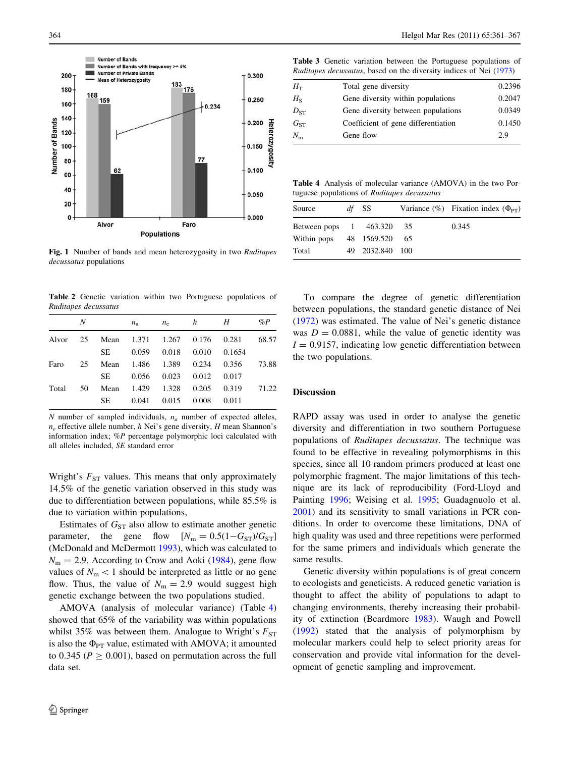Fig. 1 Number of bands and mean heterozygosity in two *Ruditapes decussatus* populations

Table 2 Genetic variation within two Portuguese populations of *Ruditapes decussatus*

| | $N$ | | $n_a$ | $n_e$ | $h$ | $H$ | $\%P$ |
|---|---|---|---|---|---|---|---|
| Alvor | 25 | Mean | 1.371 | 1.267 | 0.176 | 0.281 | 68.57 |
| | | SE | 0.059 | 0.018 | 0.010 | 0.1654 | |
| Faro | 25 | Mean | 1.486 | 1.389 | 0.234 | 0.356 | 73.88 |
| | | SE | 0.056 | 0.023 | 0.012 | 0.017 | |
| Total | 50 | Mean | 1.429 | 1.328 | 0.205 | 0.319 | 71.22 |
| | | SE | 0.041 | 0.015 | 0.008 | 0.011 | |

$N$ number of sampled individuals, $n_a$ number of expected alleles, $n_e$ effective allele number, $h$ Nei's gene diversity, $H$ mean Shannon's information index; $\%P$ percentage polymorphic loci calculated with all alleles included, *SE* standard error

Wright's $F_{ST}$ values. This means that only approximately 14.5% of the genetic variation observed in this study was due to differentiation between populations, while 85.5% is due to variation within populations,

Estimates of $G_{ST}$ also allow to estimate another genetic parameter, the gene flow [$N_m = 0.5(1-G_{ST})/G_{ST}$] (McDonald and McDermott 1993), which was calculated to $N_m = 2.9$. According to Crow and Aoki (1984), gene flow values of $N_m < 1$ should be interpreted as little or no gene flow. Thus, the value of $N_m = 2.9$ would suggest high genetic exchange between the two populations studied.

AMOVA (analysis of molecular variance) (Table 4) showed that 65% of the variability was within populations whilst 35% was between them. Analogue to Wright's $F_{ST}$ is also the $\Phi_{PT}$ value, estimated with AMOVA; it amounted to 0.345 ($P \geq 0.001$), based on permutation across the full data set.

Table 3 Genetic variation between the Portuguese populations of *Ruditapes decussatus*, based on the diversity indices of Nei (1973)

| | | |
|---|---|---|
| $H_T$ | Total gene diversity | 0.2396 |
| $H_S$ | Gene diversity within populations | 0.2047 |
| $D_{ST}$ | Gene diversity between populations | 0.0349 |
| $G_{ST}$ | Coefficient of gene differentiation | 0.1450 |
| $N_m$ | Gene flow | 2.9 |

Table 4 Analysis of molecular variance (AMOVA) in the two Portuguese populations of *Ruditapes decussatus*

| Source | *df* | SS | Variance (%) | Fixation index ($\Phi_{PT}$) |
|---|---|---|---|---|
| Between pops | 1 | 463.320 | 35 | 0.345 |
| Within pops | 48 | 1569.520 | 65 | |
| Total | 49 | 2032.840 | 100 | |

To compare the degree of genetic differentiation between populations, the standard genetic distance of Nei (1972) was estimated. The value of Nei's genetic distance was $D = 0.0881$, while the value of genetic identity was $I = 0.9157$, indicating low genetic differentiation between the two populations.

## Discussion

RAPD assay was used in order to analyse the genetic diversity and differentiation in two southern Portuguese populations of *Ruditapes decussatus*. The technique was found to be effective in revealing polymorphisms in this species, since all 10 random primers produced at least one polymorphic fragment. The major limitations of this technique are its lack of reproducibility (Ford-Lloyd and Painting 1996; Weising et al. 1995; Guadagnuolo et al. 2001) and its sensitivity to small variations in PCR conditions. In order to overcome these limitations, DNA of high quality was used and three repetitions were performed for the same primers and individuals which generate the same results.

Genetic diversity within populations is of great concern to ecologists and geneticists. A reduced genetic variation is thought to affect the ability of populations to adapt to changing environments, thereby increasing their probability of extinction (Beardmore 1983). Waugh and Powell (1992) stated that the analysis of polymorphism by molecular markers could help to select priority areas for conservation and provide vital information for the development of genetic sampling and improvement.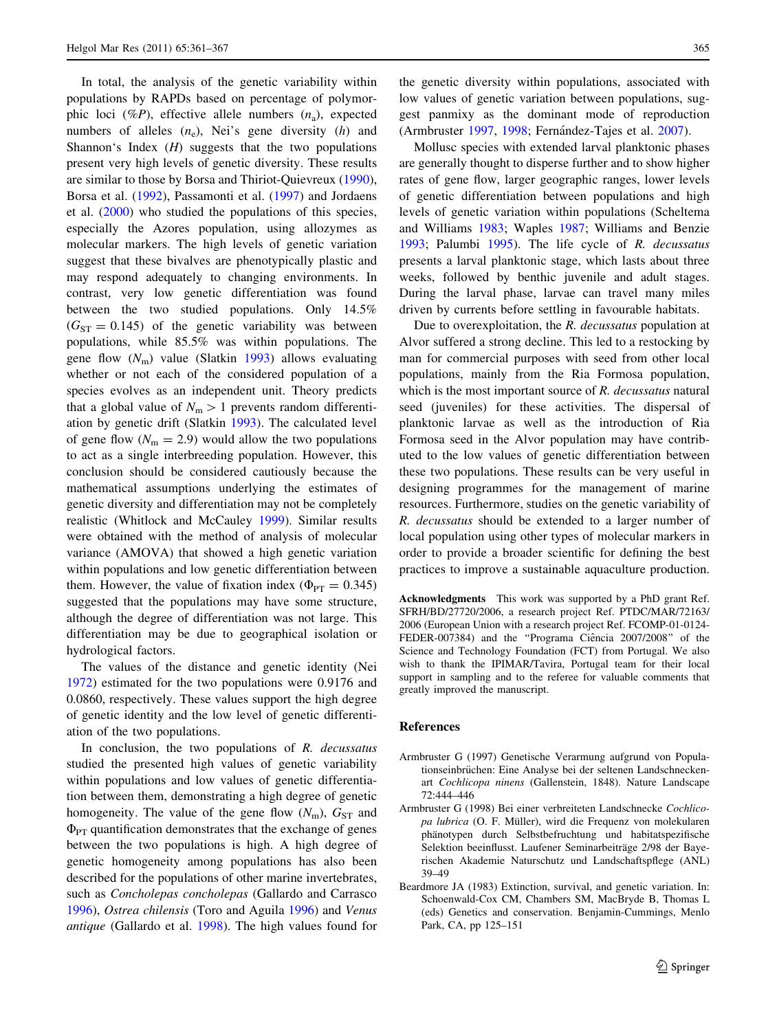In total, the analysis of the genetic variability within populations by RAPDs based on percentage of polymorphic loci (%*P*), effective allele numbers ($n_a$), expected numbers of alleles ($n_e$), Nei's gene diversity (*h*) and Shannon's Index (*H*) suggests that the two populations present very high levels of genetic diversity. These results are similar to those by Borsa and Thiriot-Quievreux (1990), Borsa et al. (1992), Passamonti et al. (1997) and Jordaens et al. (2000) who studied the populations of this species, especially the Azores population, using allozymes as molecular markers. The high levels of genetic variation suggest that these bivalves are phenotypically plastic and may respond adequately to changing environments. In contrast, very low genetic differentiation was found between the two studied populations. Only 14.5% ($G_{ST} = 0.145$) of the genetic variability was between populations, while 85.5% was within populations. The gene flow ($N_m$) value (Slatkin 1993) allows evaluating whether or not each of the considered population of a species evolves as an independent unit. Theory predicts that a global value of $N_m > 1$ prevents random differentiation by genetic drift (Slatkin 1993). The calculated level of gene flow ($N_m = 2.9$) would allow the two populations to act as a single interbreeding population. However, this conclusion should be considered cautiously because the mathematical assumptions underlying the estimates of genetic diversity and differentiation may not be completely realistic (Whitlock and McCauley 1999). Similar results were obtained with the method of analysis of molecular variance (AMOVA) that showed a high genetic variation within populations and low genetic differentiation between them. However, the value of fixation index ($\Phi_{PT} = 0.345$) suggested that the populations may have some structure, although the degree of differentiation was not large. This differentiation may be due to geographical isolation or hydrological factors.

The values of the distance and genetic identity (Nei 1972) estimated for the two populations were 0.9176 and 0.0860, respectively. These values support the high degree of genetic identity and the low level of genetic differentiation of the two populations.

In conclusion, the two populations of *R. decussatus* studied the presented high values of genetic variability within populations and low values of genetic differentiation between them, demonstrating a high degree of genetic homogeneity. The value of the gene flow ($N_m$), $G_{ST}$ and $\Phi_{PT}$ quantification demonstrates that the exchange of genes between the two populations is high. A high degree of genetic homogeneity among populations has also been described for the populations of other marine invertebrates, such as *Concholepas concholepas* (Gallardo and Carrasco 1996), *Ostrea chilensis* (Toro and Aguila 1996) and *Venus antique* (Gallardo et al. 1998). The high values found for the genetic diversity within populations, associated with low values of genetic variation between populations, suggest panmixy as the dominant mode of reproduction (Armbruster 1997, 1998; Fernández-Tajes et al. 2007).

Mollusc species with extended larval planktonic phases are generally thought to disperse further and to show higher rates of gene flow, larger geographic ranges, lower levels of genetic differentiation between populations and high levels of genetic variation within populations (Scheltema and Williams 1983; Waples 1987; Williams and Benzie 1993; Palumbi 1995). The life cycle of *R. decussatus* presents a larval planktonic stage, which lasts about three weeks, followed by benthic juvenile and adult stages. During the larval phase, larvae can travel many miles driven by currents before settling in favourable habitats.

Due to overexploitation, the *R. decussatus* population at Alvor suffered a strong decline. This led to a restocking by man for commercial purposes with seed from other local populations, mainly from the Ria Formosa population, which is the most important source of *R. decussatus* natural seed (juveniles) for these activities. The dispersal of planktonic larvae as well as the introduction of Ria Formosa seed in the Alvor population may have contributed to the low values of genetic differentiation between these two populations. These results can be very useful in designing programmes for the management of marine resources. Furthermore, studies on the genetic variability of *R. decussatus* should be extended to a larger number of local population using other types of molecular markers in order to provide a broader scientific for defining the best practices to improve a sustainable aquaculture production.

**Acknowledgments** This work was supported by a PhD grant Ref. SFRH/BD/27720/2006, a research project Ref. PTDC/MAR/72163/2006 (European Union with a research project Ref. FCOMP-01-0124-FEDER-007384) and the "Programa Ciência 2007/2008" of the Science and Technology Foundation (FCT) from Portugal. We also wish to thank the IPIMAR/Tavira, Portugal team for their local support in sampling and to the referee for valuable comments that greatly improved the manuscript.

## References

Armbruster G (1997) Genetische Verarmung aufgrund von Populationseinbrüchen: Eine Analyse bei der seltenen Landschneckenart *Cochlicopa ninens* (Gallenstein, 1848). Nature Landscape 72:444–446

Armbruster G (1998) Bei einer verbreiteten Landschnecke *Cochlicopa lubrica* (O. F. Müller), wird die Frequenz von molekularen phänotypen durch Selbstbefruchtung und habitatspezifische Selektion beeinflusst. Laufener Seminarbeiträge 2/98 der Bayerischen Akademie Naturschutz und Landschaftspflege (ANL) 39–49

Beardmore JA (1983) Extinction, survival, and genetic variation. In: Schoenwald-Cox CM, Chambers SM, MacBryde B, Thomas L (eds) Genetics and conservation. Benjamin-Cummings, Menlo Park, CA, pp 125–151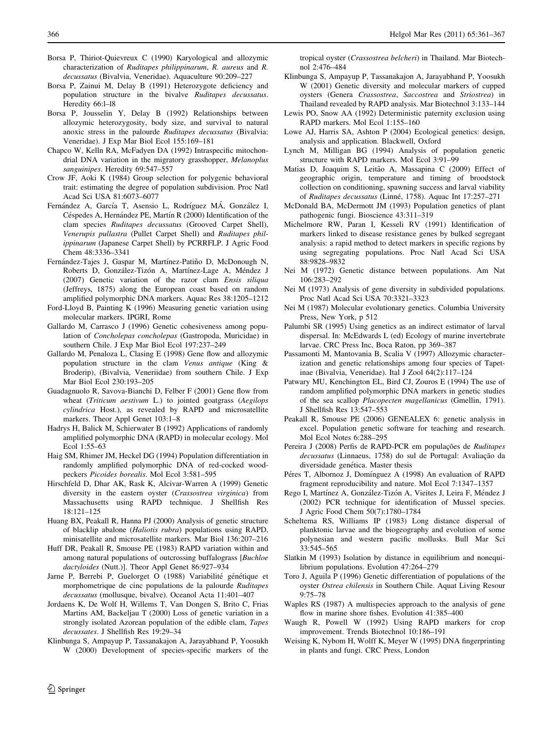Borsa P, Thiriot-Quievreux C (1990) Karyological and allozymic characterization of *Ruditapes philippinarum*, *R. aureus* and *R. decussatus* (Bivalvia, Veneridae). Aquaculture 90:209–227

Borsa P, Zainui M, Delay B (1991) Heterozygote deficiency and population structure in the bivalve *Ruditapes decussatus*. Heredity 66:l–l8

Borsa P, Jousselin Y, Delay B (1992) Relationships between allozymic heterozygosity, body size, and survival to natural anoxic stress in the palourde *Ruditapes decussatus* (Bivalvia: Veneridae). J Exp Mar Biol Ecol 155:169–181

Chapco W, Kelln RA, McFadyen DA (1992) Intraspecific mitochondrial DNA variation in the migratory grasshopper, *Melanoplus sanguinipes*. Heredity 69:547–557

Crow JF, Aoki K (1984) Group selection for polygenic behavioral trait: estimating the degree of population subdivision. Proc Natl Acad Sci USA 81:6073–6077

Fernández A, García T, Asensio L, Rodríguez MÁ, González I, Céspedes A, Hernández PE, Martín R (2000) Identification of the clam species *Ruditapes decussatus* (Grooved Carpet Shell), *Venerupis pullastra* (Pullet Carpet Shell) and *Ruditapes philippinarum* (Japanese Carpet Shell) by PCRRFLP. J Agric Food Chem 48:3336–3341

Fernández-Tajes J, Gaspar M, Martínez-Patiño D, McDonough N, Roberts D, González-Tizón A, Martínez-Lage A, Méndez J (2007) Genetic variation of the razor clam *Ensis siliqua* (Jeffreys, 1875) along the European coast based on random amplified polymorphic DNA markers. Aquac Res 38:1205–1212

Ford-Lloyd B, Painting K (1996) Measuring genetic variation using molecular markers. IPGRI, Rome

Gallardo M, Carrasco J (1996) Genetic cohesiveness among population of *Concholepas concholepas* (Gastropoda, Muricidae) in southern Chile. J Exp Mar Biol Ecol 197:237–249

Gallardo M, Penaloza L, Clasing E (1998) Gene flow and allozymic population structure in the clam *Venus antique* (King & Broderip), (Bivalvia, Veneriidae) from southern Chile. J Exp Mar Biol Ecol 230:193–205

Guadagnuolo R, Savova-Bianchi D, Felber F (2001) Gene flow from wheat (*Triticum aestivum* L.) to jointed goatgrass (*Aegilops cylindrica* Host.), as revealed by RAPD and microsatellite markers. Theor Appl Genet 103:1–8

Hadrys H, Balick M, Schierwater B (1992) Applications of randomly amplified polymorphic DNA (RAPD) in molecular ecology. Mol Ecol 1:55–63

Haig SM, Rhimer JM, Heckel DG (1994) Population differentiation in randomly amplified polymorphic DNA of red-cocked woodpeckers *Picoides borealis*. Mol Ecol 3:581–595

Hirschfeld D, Dhar AK, Rask K, Alcivar-Warren A (1999) Genetic diversity in the eastern oyster (*Crassostrea virginica*) from Massachusetts using RAPD technique. J Shellfish Res 18:121–125

Huang BX, Peakall R, Hanna PJ (2000) Analysis of genetic structure of blacklip abalone (*Haliotis rubra*) populations using RAPD, minisatellite and microsatellite markers. Mar Biol 136:207–216

Huff DR, Peakall R, Smouse PE (1983) RAPD variation within and among natural populations of outcrossing buffalograss [*Buchloe dactyloides* (Nutt.)]. Theor Appl Genet 86:927–934

Jarne P, Berrebi P, Guelorget O (1988) Variabilité génétique et morphometrique de cinc populations de la palourde *Ruditapes decussatus* (mollusque, bivalve). Oceanol Acta 11:401–407

Jordaens K, De Wolf H, Willems T, Van Dongen S, Brito C, Frias Martins AM, Backeljau T (2000) Loss of genetic variation in a strongly isolated Azorean population of the edible clam, *Tapes decussates*. J Shellfish Res 19:29–34

Klinbunga S, Ampayup P, Tassanakajon A, Jarayabhand P, Yoosukh W (2000) Development of species-specific markers of the tropical oyster (*Crassostrea belcheri*) in Thailand. Mar Biotechnol 2:476–484

Klinbunga S, Ampayup P, Tassanakajon A, Jarayabhand P, Yoosukh W (2001) Genetic diversity and molecular markers of cupped oysters (Genera *Crassostrea*, *Saccostrea* and *Striostrea*) in Thailand revealed by RAPD analysis. Mar Biotechnol 3:133–144

Lewis PO, Snow AA (1992) Deterministic paternity exclusion using RAPD markers. Mol Ecol 1:155–160

Lowe AJ, Harris SA, Ashton P (2004) Ecological genetics: design, analysis and application. Blackwell, Oxford

Lynch M, Milligan BG (1994) Analysis of population genetic structure with RAPD markers. Mol Ecol 3:91–99

Matias D, Joaquim S, Leitão A, Massapina C (2009) Effect of geographic origin, temperature and timing of broodstock collection on conditioning, spawning success and larval viability of *Ruditapes decussatus* (Linné, 1758). Aquac Int 17:257–271

McDonald BA, McDermott JM (1993) Population genetics of plant pathogenic fungi. Bioscience 43:311–319

Michelmore RW, Paran I, Kesseli RV (1991) Identification of markers linked to disease resistance genes by bulked segregant analysis: a rapid method to detect markers in specific regions by using segregating populations. Proc Natl Acad Sci USA 88:9828–9832

Nei M (1972) Genetic distance between populations. Am Nat 106:283–292

Nei M (1973) Analysis of gene diversity in subdivided populations. Proc Natl Acad Sci USA 70:3321–3323

Nei M (1987) Molecular evolutionary genetics. Columbia University Press, New York, p 512

Palumbi SR (1995) Using genetics as an indirect estimator of larval dispersal. In: McEdwards L (ed) Ecology of marine invertebrate larvae. CRC Press Inc, Boca Raton, pp 369–387

Passamonti M, Mantovania B, Scalia V (1997) Allozymic characterization and genetic relationships among four species of Tapetinae (Bivalvia, Veneridae). Ital J Zool 64(2):117–124

Patwary MU, Kenchington EL, Bird CJ, Zouros E (1994) The use of random amplified polymorphic DNA markers in genetic studies of the sea scallop *Placopecten magellanicus* (Gmellin, 1791). J Shellfish Res 13:547–553

Peakall R, Smouse PE (2006) GENEALEX 6: genetic analysis in excel. Population genetic software for teaching and research. Mol Ecol Notes 6:288–295

Pereira J (2008) Perfis de RAPD-PCR em populações de *Ruditapes decussatus* (Linnaeus, 1758) do sul de Portugal: Avaliação da diversidade genética. Master thesis

Péres T, Albornoz J, Domínguez A (1998) An evaluation of RAPD fragment reproducibility and nature. Mol Ecol 7:1347–1357

Rego I, Martínez A, González-Tizón A, Vieites J, Leira F, Méndez J (2002) PCR technique for identification of Mussel species. J Agric Food Chem 50(7):1780–1784

Scheltema RS, Williams IP (1983) Long distance dispersal of planktonic larvae and the biogeography and evolution of some polynesian and western pacific mollusks. Bull Mar Sci 33:545–565

Slatkin M (1993) Isolation by distance in equilibrium and nonequilibrium populations. Evolution 47:264–279

Toro J, Aguila P (1996) Genetic differentiation of populations of the oyster *Ostrea chilensis* in Southern Chile. Aquat Living Resour 9:75–78

Waples RS (1987) A multispecies approach to the analysis of gene flow in marine shore fishes. Evolution 41:385–400

Waugh R, Powell W (1992) Using RAPD markers for crop improvement. Trends Biotechnol 10:186–191

Weising K, Nybom H, Wolff K, Meyer W (1995) DNA fingerprinting in plants and fungi. CRC Press, London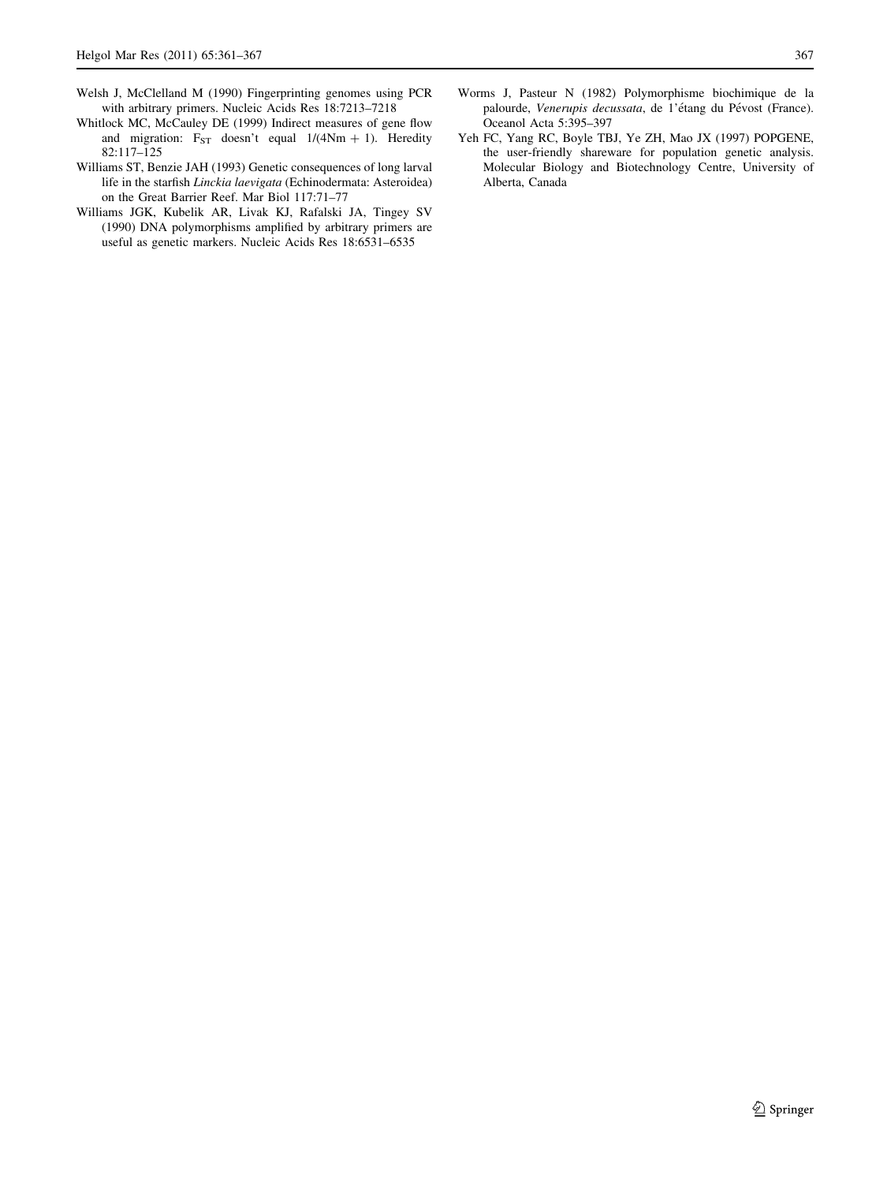Welsh J, McClelland M (1990) Fingerprinting genomes using PCR with arbitrary primers. Nucleic Acids Res 18:7213–7218

Whitlock MC, McCauley DE (1999) Indirect measures of gene flow and migration: $F_{ST}$ doesn't equal $1/(4Nm + 1)$. Heredity 82:117–125

Williams ST, Benzie JAH (1993) Genetic consequences of long larval life in the starfish *Linckia laevigata* (Echinodermata: Asteroidea) on the Great Barrier Reef. Mar Biol 117:71–77

Williams JGK, Kubelik AR, Livak KJ, Rafalski JA, Tingey SV (1990) DNA polymorphisms amplified by arbitrary primers are useful as genetic markers. Nucleic Acids Res 18:6531–6535

Worms J, Pasteur N (1982) Polymorphisme biochimique de la palourde, *Venerupis decussata*, de l'étang du Pévost (France). Oceanol Acta 5:395–397

Yeh FC, Yang RC, Boyle TBJ, Ye ZH, Mao JX (1997) POPGENE, the user-friendly shareware for population genetic analysis. Molecular Biology and Biotechnology Centre, University of Alberta, Canada